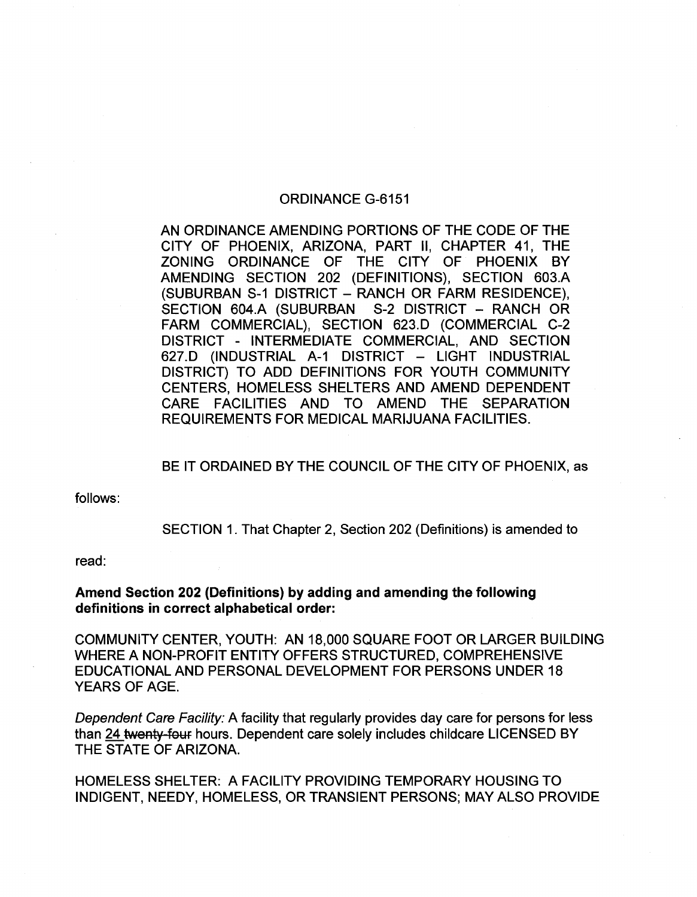ORDINANCE G-6151

AN ORDINANCE AMENDING PORTIONS OF THE CODE OF THE CITY OF PHOENIX, ARIZONA, PART II, CHAPTER 41, THE ZONING ORDINANCE OF THE CITY OF PHOENIX BY AMENDING SECTION 202 (DEFINITIONS), SECTION 603.A (SUBURBAN S-1 DISTRICT – RANCH OR FARM RESIDENCE), SECTION 604.A (SUBURBAN S-2 DISTRICT – RANCH OR FARM COMMERCIAL), SECTION 623.D (COMMERCIAL C-2 DISTRICT - INTERMEDIATE COMMERCIAL, AND SECTION 627.D (INDUSTRIAL A-1 DISTRICT – LIGHT INDUSTRIAL DISTRICT) TO ADD DEFINITIONS FOR YOUTH COMMUNITY CENTERS, HOMELESS SHELTERS AND AMEND DEPENDENT CARE FACILITIES AND TO AMEND THE SEPARATION REQUIREMENTS FOR MEDICAL MARIJUANA FACILITIES.

BE IT ORDAINED BY THE COUNCIL OF THE CITY OF PHOENIX, as follows:

SECTION 1. That Chapter 2, Section 202 (Definitions) is amended to read:

**Amend Section 202 (Definitions) by adding and amending the following definitions in correct alphabetical order:**

COMMUNITY CENTER, YOUTH: AN 18,000 SQUARE FOOT OR LARGER BUILDING WHERE A NON-PROFIT ENTITY OFFERS STRUCTURED, COMPREHENSIVE EDUCATIONAL AND PERSONAL DEVELOPMENT FOR PERSONS UNDER 18 YEARS OF AGE.

*Dependent Care Facility:* A facility that regularly provides day care for persons for less than 24 ~~twenty-four~~ hours. Dependent care solely includes childcare LICENSED BY THE STATE OF ARIZONA.

HOMELESS SHELTER: A FACILITY PROVIDING TEMPORARY HOUSING TO INDIGENT, NEEDY, HOMELESS, OR TRANSIENT PERSONS; MAY ALSO PROVIDE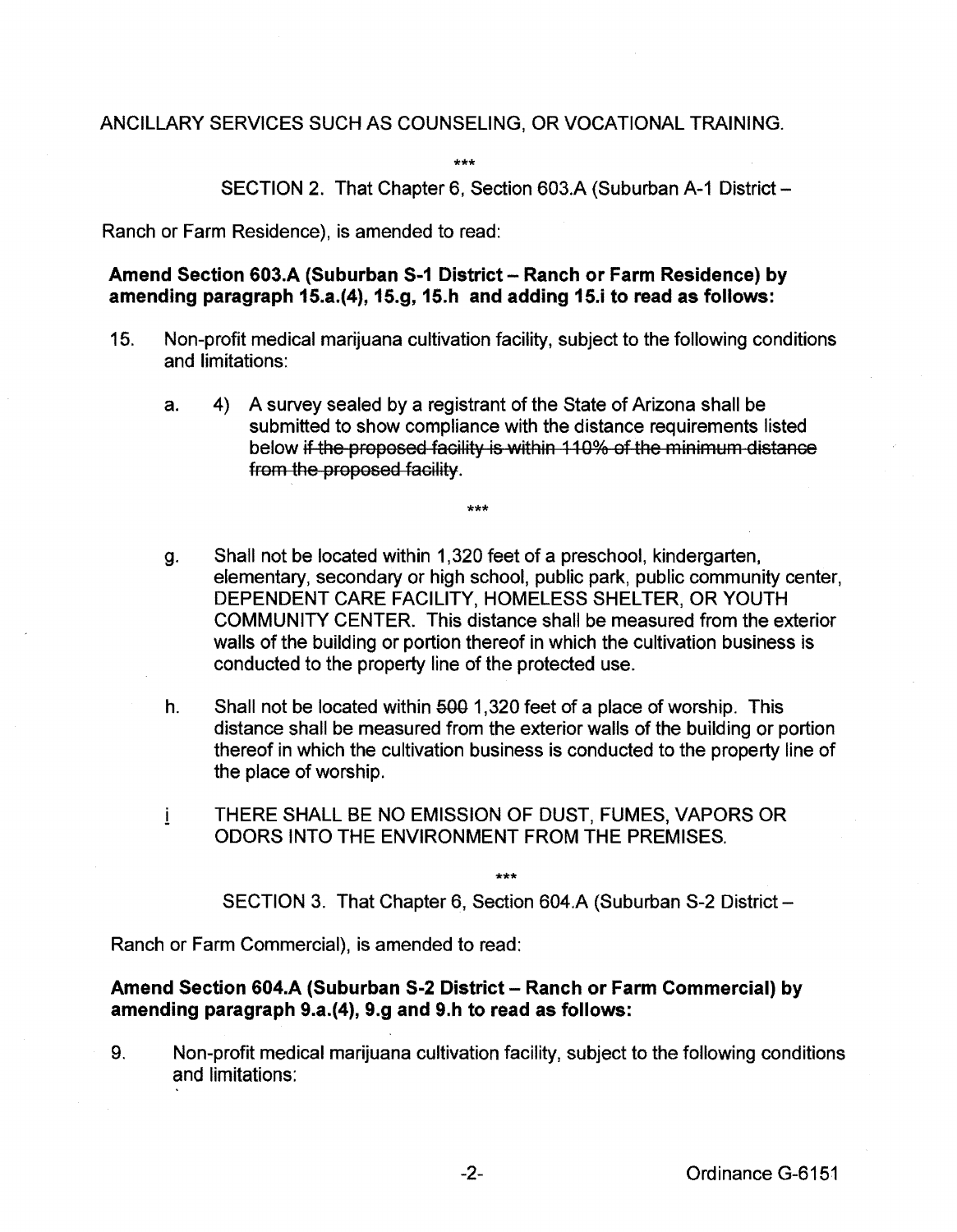ANCILLARY SERVICES SUCH AS COUNSELING, OR VOCATIONAL TRAINING.

\*\*\*

SECTION 2. That Chapter 6, Section 603.A (Suburban A-1 District – Ranch or Farm Residence), is amended to read:

**Amend Section 603.A (Suburban S-1 District – Ranch or Farm Residence) by amending paragraph 15.a.(4), 15.g, 15.h and adding 15.i to read as follows:**

15. Non-profit medical marijuana cultivation facility, subject to the following conditions and limitations:

   a. 4) A survey sealed by a registrant of the State of Arizona shall be submitted to show compliance with the distance requirements listed below ~~if the proposed facility is within 110% of the minimum distance from the proposed facility~~.

   \*\*\*

   g. Shall not be located within 1,320 feet of a preschool, kindergarten, elementary, secondary or high school, public park, public community center, DEPENDENT CARE FACILITY, HOMELESS SHELTER, OR YOUTH COMMUNITY CENTER. This distance shall be measured from the exterior walls of the building or portion thereof in which the cultivation business is conducted to the property line of the protected use.

   h. Shall not be located within ~~500~~ 1,320 feet of a place of worship. This distance shall be measured from the exterior walls of the building or portion thereof in which the cultivation business is conducted to the property line of the place of worship.

   i THERE SHALL BE NO EMISSION OF DUST, FUMES, VAPORS OR ODORS INTO THE ENVIRONMENT FROM THE PREMISES.

\*\*\*

SECTION 3. That Chapter 6, Section 604.A (Suburban S-2 District – Ranch or Farm Commercial), is amended to read:

**Amend Section 604.A (Suburban S-2 District – Ranch or Farm Commercial) by amending paragraph 9.a.(4), 9.g and 9.h to read as follows:**

9. Non-profit medical marijuana cultivation facility, subject to the following conditions and limitations:

Ordinance G-6151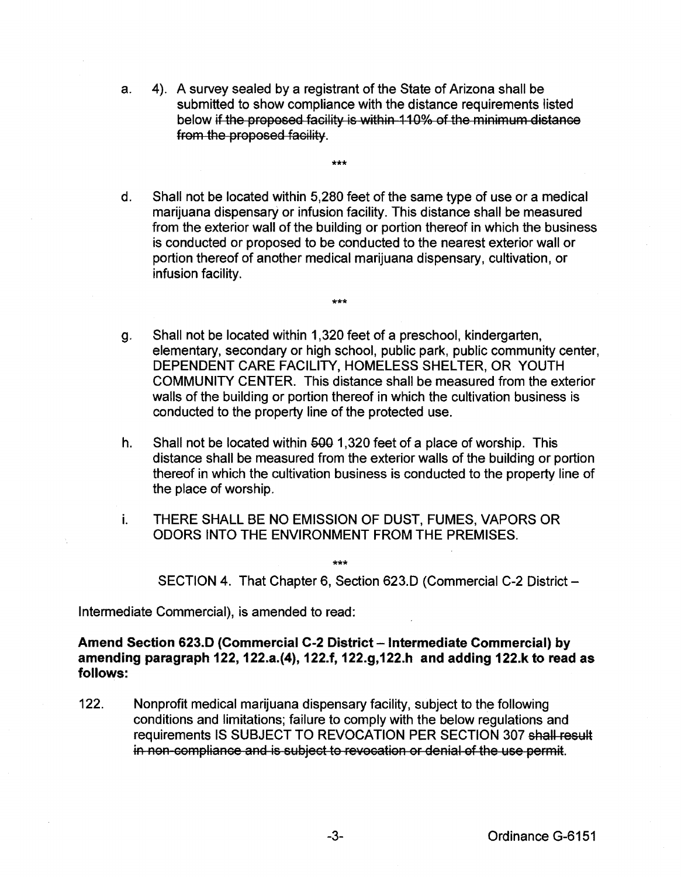a. 4). A survey sealed by a registrant of the State of Arizona shall be submitted to show compliance with the distance requirements listed below ~~if the proposed facility is within 110% of the minimum distance from the proposed facility~~.

\*\*\*

d. Shall not be located within 5,280 feet of the same type of use or a medical marijuana dispensary or infusion facility. This distance shall be measured from the exterior wall of the building or portion thereof in which the business is conducted or proposed to be conducted to the nearest exterior wall or portion thereof of another medical marijuana dispensary, cultivation, or infusion facility.

\*\*\*

g. Shall not be located within 1,320 feet of a preschool, kindergarten, elementary, secondary or high school, public park, public community center, DEPENDENT CARE FACILITY, HOMELESS SHELTER, OR YOUTH COMMUNITY CENTER. This distance shall be measured from the exterior walls of the building or portion thereof in which the cultivation business is conducted to the property line of the protected use.

h. Shall not be located within ~~500~~ 1,320 feet of a place of worship. This distance shall be measured from the exterior walls of the building or portion thereof in which the cultivation business is conducted to the property line of the place of worship.

i. THERE SHALL BE NO EMISSION OF DUST, FUMES, VAPORS OR ODORS INTO THE ENVIRONMENT FROM THE PREMISES.

\*\*\*

SECTION 4. That Chapter 6, Section 623.D (Commercial C-2 District – Intermediate Commercial), is amended to read:

**Amend Section 623.D (Commercial C-2 District – Intermediate Commercial) by amending paragraph 122, 122.a.(4), 122.f, 122.g,122.h and adding 122.k to read as follows:**

122. Nonprofit medical marijuana dispensary facility, subject to the following conditions and limitations; failure to comply with the below regulations and requirements IS SUBJECT TO REVOCATION PER SECTION 307 ~~shall result in non-compliance and is subject to revocation or denial of the use permit~~.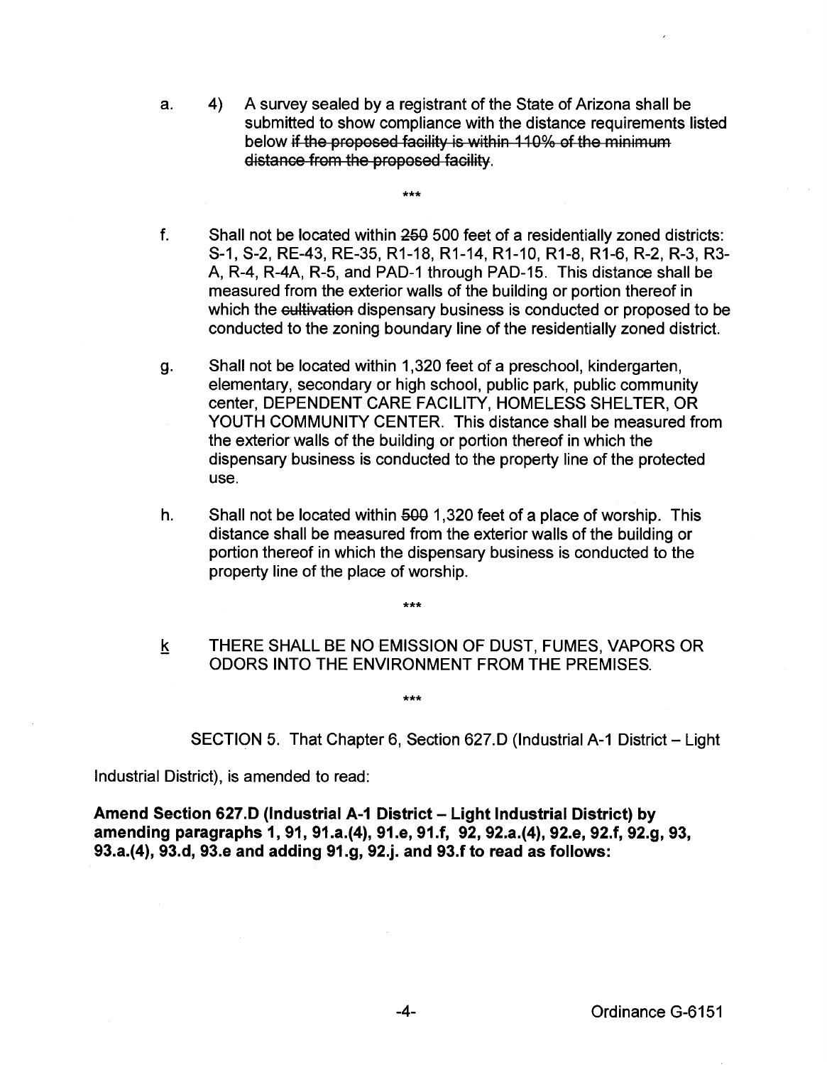a. 4) A survey sealed by a registrant of the State of Arizona shall be submitted to show compliance with the distance requirements listed below ~~if the proposed facility is within 110% of the minimum distance from the proposed facility~~.

\*\*\*

f. Shall not be located within ~~250~~ 500 feet of a residentially zoned districts: S-1, S-2, RE-43, RE-35, R1-18, R1-14, R1-10, R1-8, R1-6, R-2, R-3, R3-A, R-4, R-4A, R-5, and PAD-1 through PAD-15. This distance shall be measured from the exterior walls of the building or portion thereof in which the ~~cultivation~~ dispensary business is conducted or proposed to be conducted to the zoning boundary line of the residentially zoned district.

g. Shall not be located within 1,320 feet of a preschool, kindergarten, elementary, secondary or high school, public park, public community center, DEPENDENT CARE FACILITY, HOMELESS SHELTER, OR YOUTH COMMUNITY CENTER. This distance shall be measured from the exterior walls of the building or portion thereof in which the dispensary business is conducted to the property line of the protected use.

h. Shall not be located within ~~500~~ 1,320 feet of a place of worship. This distance shall be measured from the exterior walls of the building or portion thereof in which the dispensary business is conducted to the property line of the place of worship.

\*\*\*

<u>k</u> THERE SHALL BE NO EMISSION OF DUST, FUMES, VAPORS OR ODORS INTO THE ENVIRONMENT FROM THE PREMISES.

\*\*\*

SECTION 5. That Chapter 6, Section 627.D (Industrial A-1 District – Light Industrial District), is amended to read:

**Amend Section 627.D (Industrial A-1 District – Light Industrial District) by amending paragraphs 1, 91, 91.a.(4), 91.e, 91.f, 92, 92.a.(4), 92.e, 92.f, 92.g, 93, 93.a.(4), 93.d, 93.e and adding 91.g, 92.j. and 93.f to read as follows:**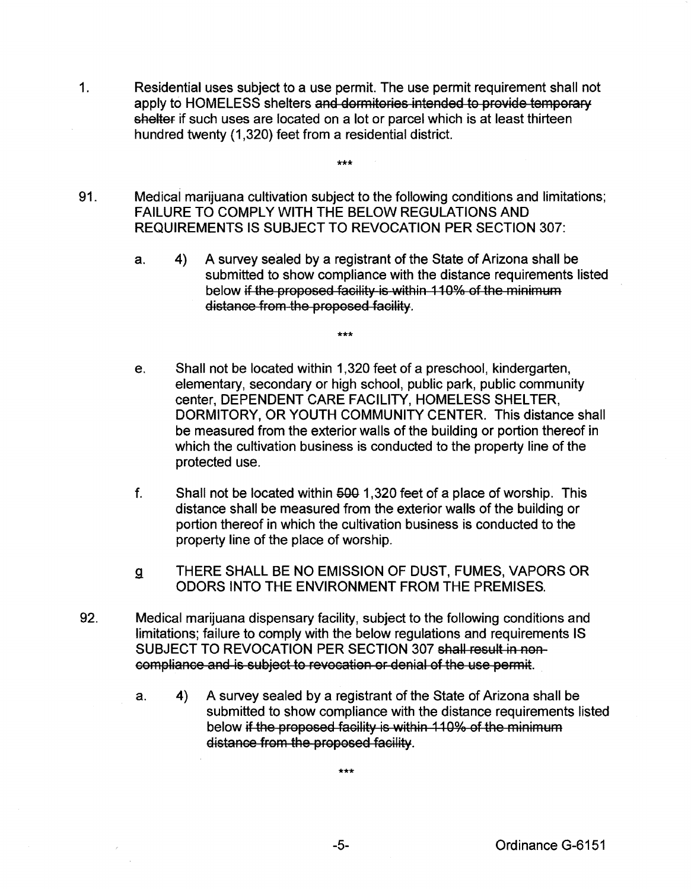1. Residential uses subject to a use permit. The use permit requirement shall not apply to HOMELESS shelters ~~and dormitories intended to provide temporary shelter~~ if such uses are located on a lot or parcel which is at least thirteen hundred twenty (1,320) feet from a residential district.

\*\*\*

91. Medical marijuana cultivation subject to the following conditions and limitations; FAILURE TO COMPLY WITH THE BELOW REGULATIONS AND REQUIREMENTS IS SUBJECT TO REVOCATION PER SECTION 307:

    a. 4) A survey sealed by a registrant of the State of Arizona shall be submitted to show compliance with the distance requirements listed below ~~if the proposed facility is within 110% of the minimum distance from the proposed facility~~.

    \*\*\*

    e. Shall not be located within 1,320 feet of a preschool, kindergarten, elementary, secondary or high school, public park, public community center, DEPENDENT CARE FACILITY, HOMELESS SHELTER, DORMITORY, OR YOUTH COMMUNITY CENTER. This distance shall be measured from the exterior walls of the building or portion thereof in which the cultivation business is conducted to the property line of the protected use.

    f. Shall not be located within ~~500~~ 1,320 feet of a place of worship. This distance shall be measured from the exterior walls of the building or portion thereof in which the cultivation business is conducted to the property line of the place of worship.

    g THERE SHALL BE NO EMISSION OF DUST, FUMES, VAPORS OR ODORS INTO THE ENVIRONMENT FROM THE PREMISES.

92. Medical marijuana dispensary facility, subject to the following conditions and limitations; failure to comply with the below regulations and requirements IS SUBJECT TO REVOCATION PER SECTION 307 ~~shall result in non-compliance and is subject to revocation or denial of the use permit~~.

    a. 4) A survey sealed by a registrant of the State of Arizona shall be submitted to show compliance with the distance requirements listed below ~~if the proposed facility is within 110% of the minimum distance from the proposed facility~~.

    \*\*\*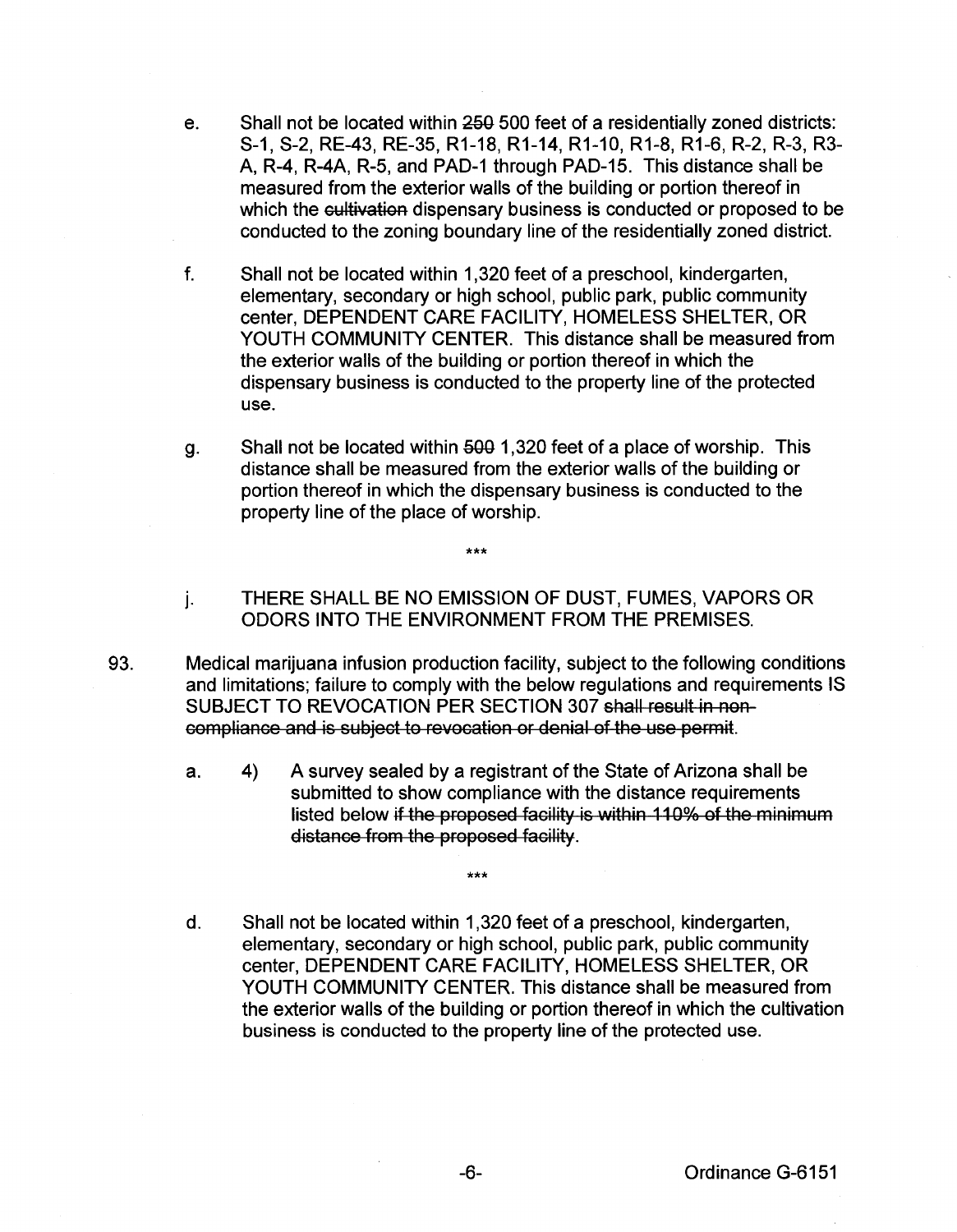e. Shall not be located within ~~250~~ 500 feet of a residentially zoned districts: S-1, S-2, RE-43, RE-35, R1-18, R1-14, R1-10, R1-8, R1-6, R-2, R-3, R3-A, R-4, R-4A, R-5, and PAD-1 through PAD-15. This distance shall be measured from the exterior walls of the building or portion thereof in which the ~~cultivation~~ dispensary business is conducted or proposed to be conducted to the zoning boundary line of the residentially zoned district.

f. Shall not be located within 1,320 feet of a preschool, kindergarten, elementary, secondary or high school, public park, public community center, DEPENDENT CARE FACILITY, HOMELESS SHELTER, OR YOUTH COMMUNITY CENTER. This distance shall be measured from the exterior walls of the building or portion thereof in which the dispensary business is conducted to the property line of the protected use.

g. Shall not be located within ~~500~~ 1,320 feet of a place of worship. This distance shall be measured from the exterior walls of the building or portion thereof in which the dispensary business is conducted to the property line of the place of worship.

***

j. THERE SHALL BE NO EMISSION OF DUST, FUMES, VAPORS OR ODORS INTO THE ENVIRONMENT FROM THE PREMISES.

93. Medical marijuana infusion production facility, subject to the following conditions and limitations; failure to comply with the below regulations and requirements IS SUBJECT TO REVOCATION PER SECTION 307 ~~shall result in non-compliance and is subject to revocation or denial of the use permit~~.

a. 4) A survey sealed by a registrant of the State of Arizona shall be submitted to show compliance with the distance requirements listed below ~~if the proposed facility is within 110% of the minimum distance from the proposed facility~~.

***

d. Shall not be located within 1,320 feet of a preschool, kindergarten, elementary, secondary or high school, public park, public community center, DEPENDENT CARE FACILITY, HOMELESS SHELTER, OR YOUTH COMMUNITY CENTER. This distance shall be measured from the exterior walls of the building or portion thereof in which the cultivation business is conducted to the property line of the protected use.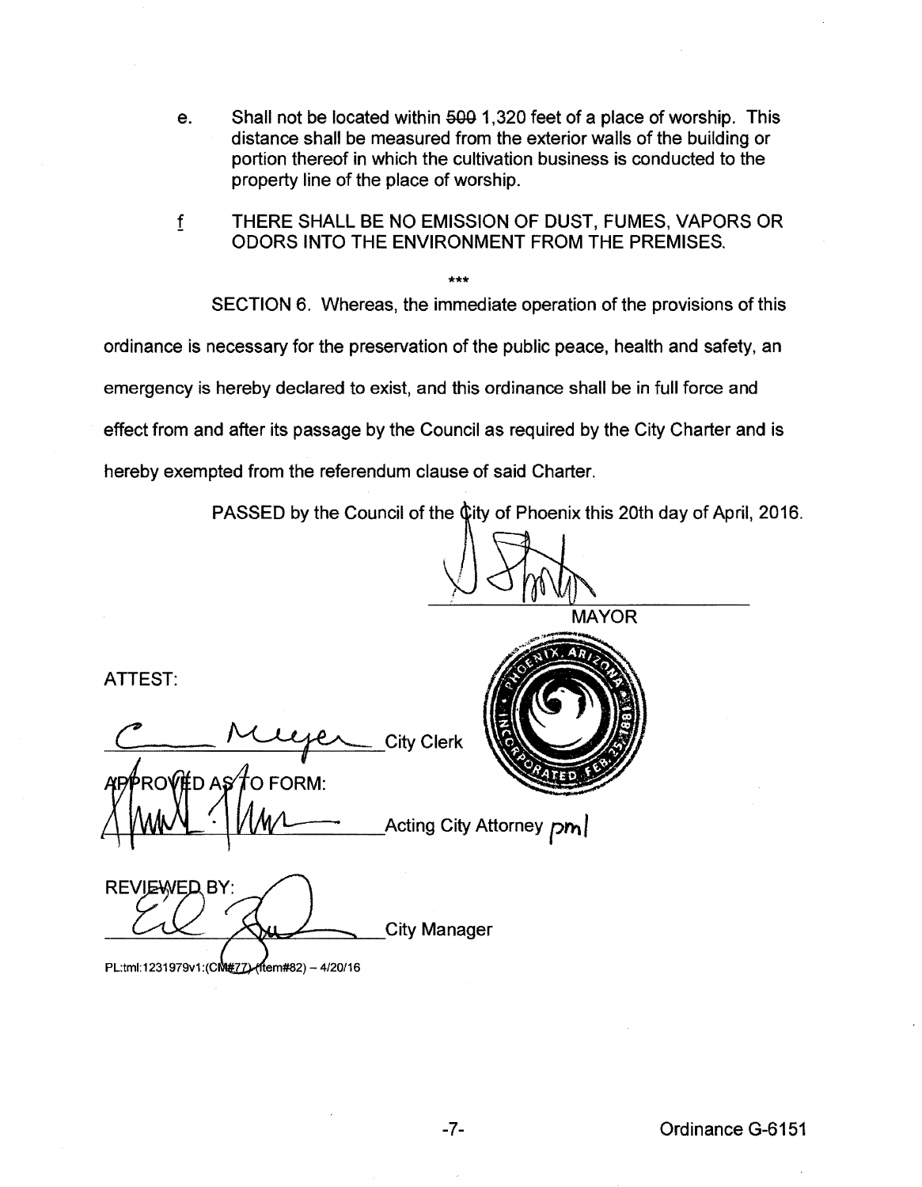e. Shall not be located within ~~500~~ 1,320 feet of a place of worship. This distance shall be measured from the exterior walls of the building or portion thereof in which the cultivation business is conducted to the property line of the place of worship.

f THERE SHALL BE NO EMISSION OF DUST, FUMES, VAPORS OR ODORS INTO THE ENVIRONMENT FROM THE PREMISES.

***

SECTION 6. Whereas, the immediate operation of the provisions of this ordinance is necessary for the preservation of the public peace, health and safety, an emergency is hereby declared to exist, and this ordinance shall be in full force and effect from and after its passage by the Council as required by the City Charter and is hereby exempted from the referendum clause of said Charter.

PASSED by the Council of the City of Phoenix this 20th day of April, 2016.

MAYOR

ATTEST:

City Clerk

APPROVED AS TO FORM:

Acting City Attorney pml

REVIEWED BY:

City Manager

PL:tml:1231979v1:(CM#77)(Item#82) – 4/20/16

Ordinance G-6151